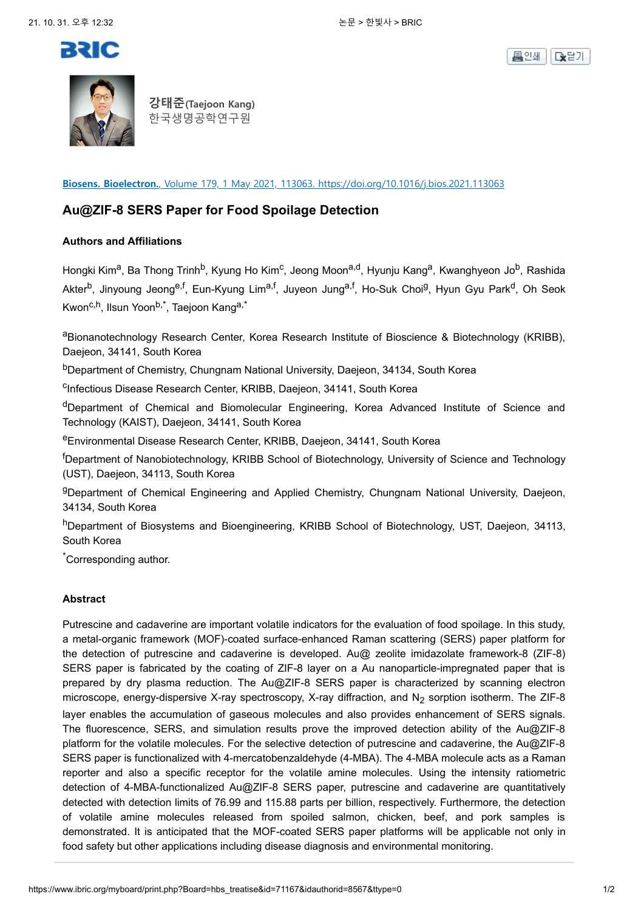강태준(Taejoon Kang)
한국생명공학연구원

Biosens. Bioelectron., Volume 179, 1 May 2021, 113063. https://doi.org/10.1016/j.bios.2021.113063

# Au@ZIF-8 SERS Paper for Food Spoilage Detection

## Authors and Affiliations

Hongki Kim[a], Ba Thong Trinh[b], Kyung Ho Kim[c], Jeong Moon[a,d], Hyunju Kang[a], Kwanghyeon Jo[b], Rashida Akter[b], Jinyoung Jeong[e,f], Eun-Kyung Lim[a,f], Juyeon Jung[a,f], Ho-Suk Choi[g], Hyun Gyu Park[d], Oh Seok Kwon[c,h], Ilsun Yoon[b,*], Taejoon Kang[a,*]

[a]Bionanotechnology Research Center, Korea Research Institute of Bioscience & Biotechnology (KRIBB), Daejeon, 34141, South Korea

[b]Department of Chemistry, Chungnam National University, Daejeon, 34134, South Korea

[c]Infectious Disease Research Center, KRIBB, Daejeon, 34141, South Korea

[d]Department of Chemical and Biomolecular Engineering, Korea Advanced Institute of Science and Technology (KAIST), Daejeon, 34141, South Korea

[e]Environmental Disease Research Center, KRIBB, Daejeon, 34141, South Korea

[f]Department of Nanobiotechnology, KRIBB School of Biotechnology, University of Science and Technology (UST), Daejeon, 34113, South Korea

[g]Department of Chemical Engineering and Applied Chemistry, Chungnam National University, Daejeon, 34134, South Korea

[h]Department of Biosystems and Bioengineering, KRIBB School of Biotechnology, UST, Daejeon, 34113, South Korea

[*]Corresponding author.

## Abstract

Putrescine and cadaverine are important volatile indicators for the evaluation of food spoilage. In this study, a metal-organic framework (MOF)-coated surface-enhanced Raman scattering (SERS) paper platform for the detection of putrescine and cadaverine is developed. Au@ zeolite imidazolate framework-8 (ZIF-8) SERS paper is fabricated by the coating of ZIF-8 layer on a Au nanoparticle-impregnated paper that is prepared by dry plasma reduction. The Au@ZIF-8 SERS paper is characterized by scanning electron microscope, energy-dispersive X-ray spectroscopy, X-ray diffraction, and $N_2$ sorption isotherm. The ZIF-8 layer enables the accumulation of gaseous molecules and also provides enhancement of SERS signals. The fluorescence, SERS, and simulation results prove the improved detection ability of the Au@ZIF-8 platform for the volatile molecules. For the selective detection of putrescine and cadaverine, the Au@ZIF-8 SERS paper is functionalized with 4-mercatobenzaldehyde (4-MBA). The 4-MBA molecule acts as a Raman reporter and also a specific receptor for the volatile amine molecules. Using the intensity ratiometric detection of 4-MBA-functionalized Au@ZIF-8 SERS paper, putrescine and cadaverine are quantitatively detected with detection limits of 76.99 and 115.88 parts per billion, respectively. Furthermore, the detection of volatile amine molecules released from spoiled salmon, chicken, beef, and pork samples is demonstrated. It is anticipated that the MOF-coated SERS paper platforms will be applicable not only in food safety but other applications including disease diagnosis and environmental monitoring.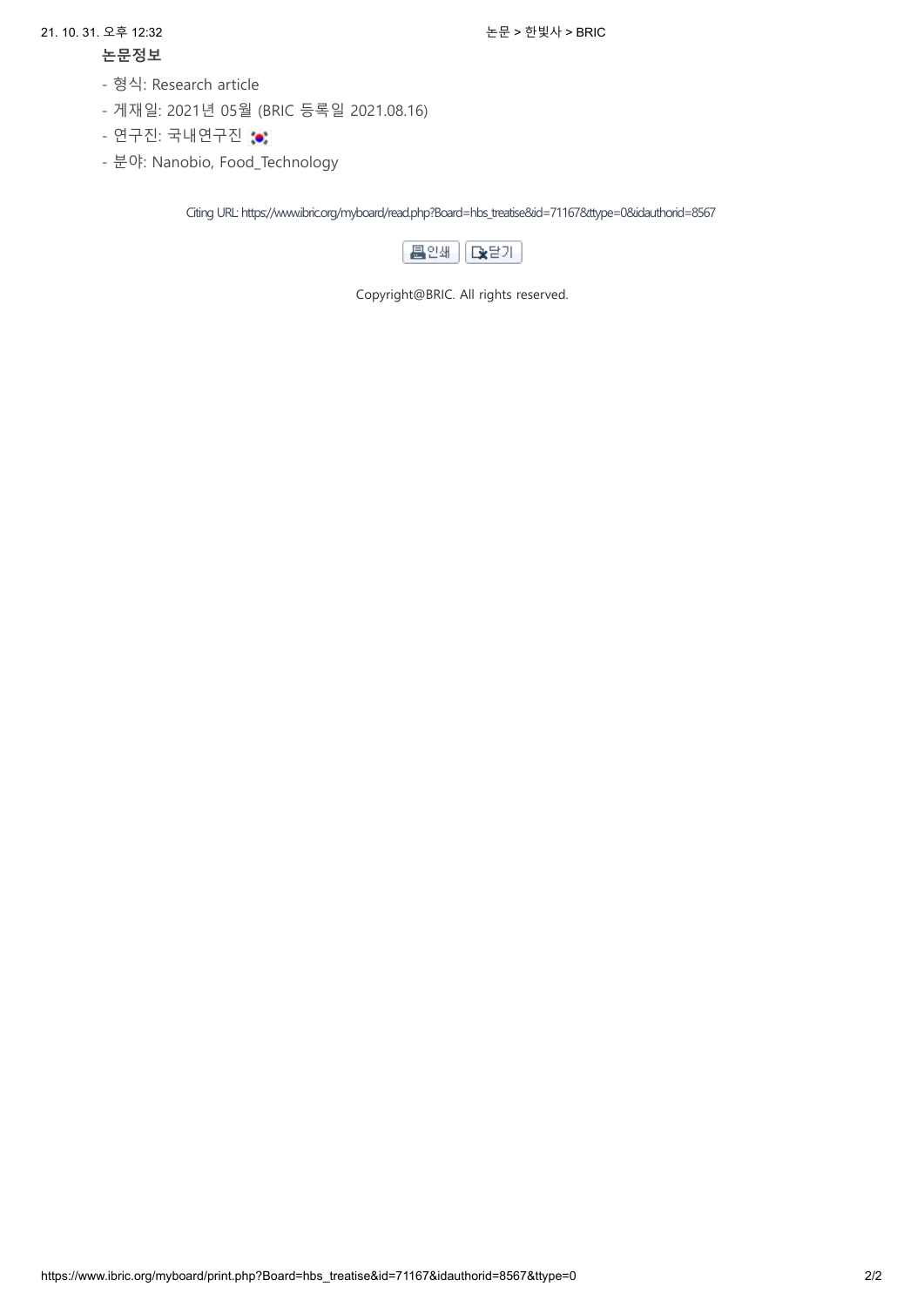**논문정보**

- 형식: Research article
- 게재일: 2021년 05월 (BRIC 등록일 2021.08.16)
- 연구진: 국내연구진
- 분야: Nanobio, Food_Technology

Citing URL: https://www.ibric.org/myboard/read.php?Board=hbs_treatise&id=71167&ttype=0&idauthorid=8567

인쇄 닫기

Copyright@BRIC. All rights reserved.